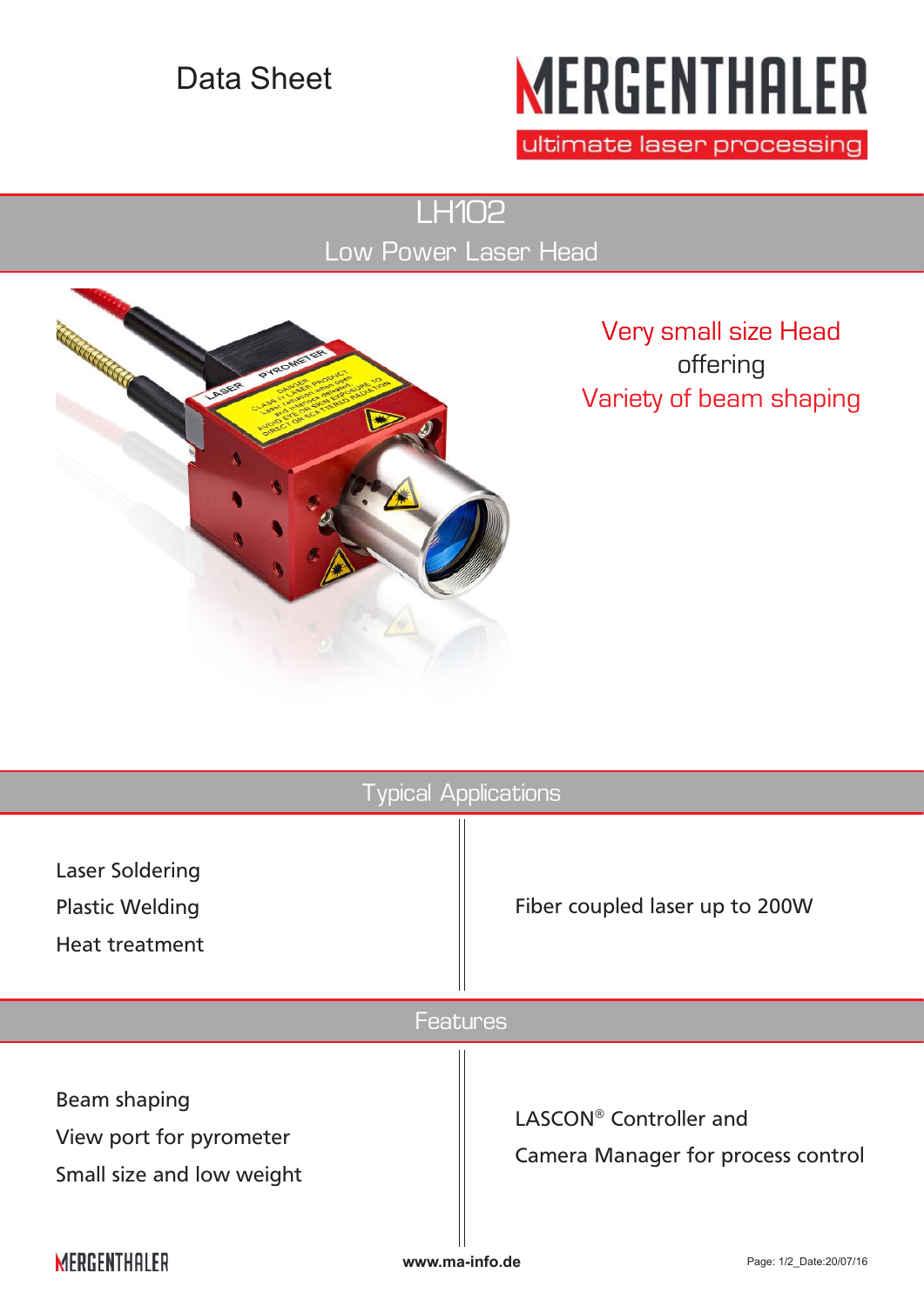Data Sheet

MERGENTHALER

ultimate laser processing

# LH102

## Low Power Laser Head

Very small size Head
offering
Variety of beam shaping

## Typical Applications

- Laser Soldering
- Plastic Welding
- Heat treatment

Fiber coupled laser up to 200W

## Features

- Beam shaping
- View port for pyrometer
- Small size and low weight

LASCON® Controller and

Camera Manager for process control

www.ma-info.de

Page: 1/2_Date:20/07/16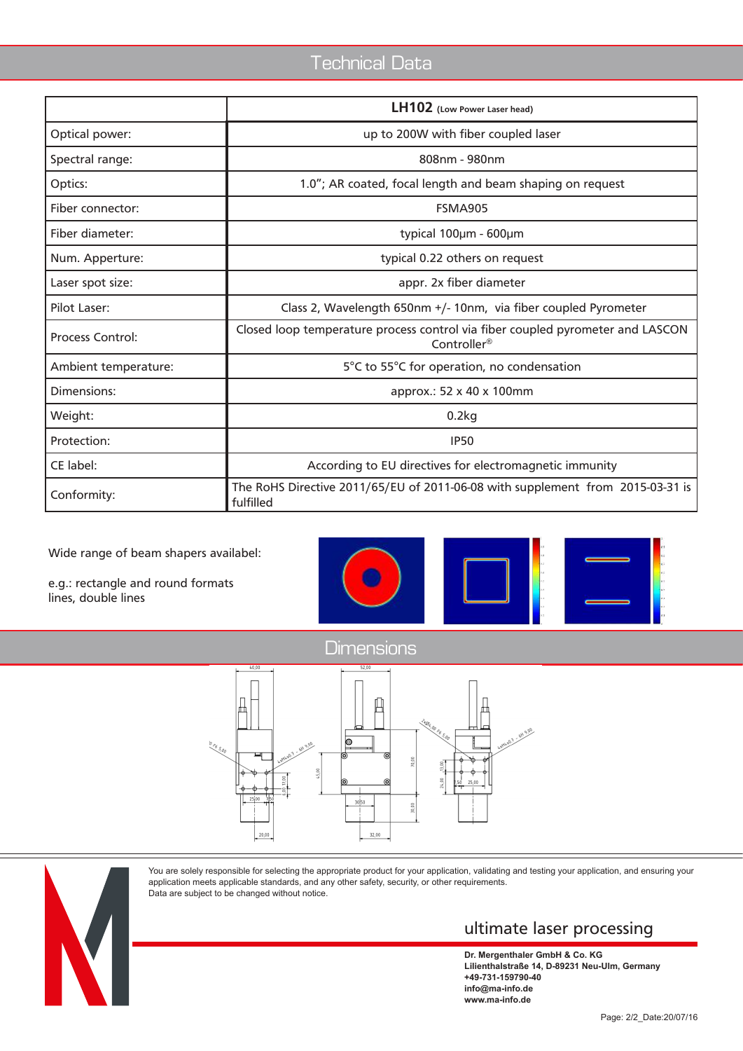# Technical Data

| | LH102 (Low Power Laser head) |
|---|---|
| Optical power: | up to 200W with fiber coupled laser |
| Spectral range: | 808nm - 980nm |
| Optics: | 1.0"; AR coated, focal length and beam shaping on request |
| Fiber connector: | FSMA905 |
| Fiber diameter: | typical 100µm - 600µm |
| Num. Apperture: | typical 0.22 others on request |
| Laser spot size: | appr. 2x fiber diameter |
| Pilot Laser: | Class 2, Wavelength 650nm +/- 10nm, via fiber coupled Pyrometer |
| Process Control: | Closed loop temperature process control via fiber coupled pyrometer and LASCON Controller® |
| Ambient temperature: | 5°C to 55°C for operation, no condensation |
| Dimensions: | approx.: 52 x 40 x 100mm |
| Weight: | 0.2kg |
| Protection: | IP50 |
| CE label: | According to EU directives for electromagnetic immunity |
| Conformity: | The RoHS Directive 2011/65/EU of 2011-06-08 with supplement from 2015-03-31 is fulfilled |

Wide range of beam shapers availabel:

e.g.: rectangle and round formats
lines, double lines

# Dimensions

40,00
52,00
25,00
20,00
30,50
32,00
45,00
78,00
38,00
17,00
6,00
53,00
24,00
7,50
25,00
4xM4x0,7 - 6H 9,00
2xØ4,00 F6 5,00

You are solely responsible for selecting the appropriate product for your application, validating and testing your application, and ensuring your application meets applicable standards, and any other safety, security, or other requirements.
Data are subject to be changed without notice.

ultimate laser processing

**Dr. Mergenthaler GmbH & Co. KG**
**Lilienthalstraße 14, D-89231 Neu-Ulm, Germany**
**+49-731-159790-40**
**info@ma-info.de**
**www.ma-info.de**

Page: 2/2_Date:20/07/16